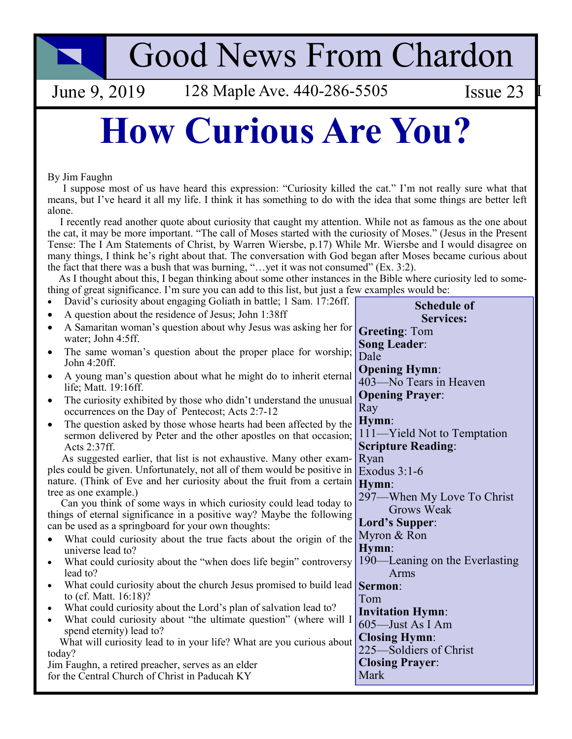# Good News From Chardon

June 9, 2019 128 Maple Ave. 440-286-5505 Issue 23

# How Curious Are You?

By Jim Faughn

I suppose most of us have heard this expression: "Curiosity killed the cat." I'm not really sure what that means, but I've heard it all my life. I think it has something to do with the idea that some things are better left alone.

I recently read another quote about curiosity that caught my attention. While not as famous as the one about the cat, it may be more important. "The call of Moses started with the curiosity of Moses." (Jesus in the Present Tense: The I Am Statements of Christ, by Warren Wiersbe, p.17) While Mr. Wiersbe and I would disagree on many things, I think he's right about that. The conversation with God began after Moses became curious about the fact that there was a bush that was burning, "…yet it was not consumed" (Ex. 3:2).

As I thought about this, I began thinking about some other instances in the Bible where curiosity led to something of great significance. I'm sure you can add to this list, but just a few examples would be:

- David's curiosity about engaging Goliath in battle; 1 Sam. 17:26ff.
- A question about the residence of Jesus; John 1:38ff
- A Samaritan woman's question about why Jesus was asking her for water; John 4:5ff.
- The same woman's question about the proper place for worship; John 4:20ff.
- A young man's question about what he might do to inherit eternal life; Matt. 19:16ff.
- The curiosity exhibited by those who didn't understand the unusual occurrences on the Day of Pentecost; Acts 2:7-12
- The question asked by those whose hearts had been affected by the sermon delivered by Peter and the other apostles on that occasion; Acts 2:37ff.

As suggested earlier, that list is not exhaustive. Many other examples could be given. Unfortunately, not all of them would be positive in nature. (Think of Eve and her curiosity about the fruit from a certain tree as one example.)

Can you think of some ways in which curiosity could lead today to things of eternal significance in a positive way? Maybe the following can be used as a springboard for your own thoughts:

- What could curiosity about the true facts about the origin of the universe lead to?
- What could curiosity about the "when does life begin" controversy lead to?
- What could curiosity about the church Jesus promised to build lead to (cf. Matt. 16:18)?
- What could curiosity about the Lord's plan of salvation lead to?
- What could curiosity about "the ultimate question" (where will I spend eternity) lead to?

What will curiosity lead to in your life? What are you curious about today?

Jim Faughn, a retired preacher, serves as an elder for the Central Church of Christ in Paducah KY

**Schedule of Services:**

**Greeting**: Tom

**Song Leader**: Dale

**Opening Hymn**: 403—No Tears in Heaven

**Opening Prayer**: Ray

**Hymn**: 111—Yield Not to Temptation

**Scripture Reading**: Ryan Exodus 3:1-6

**Hymn**: 297—When My Love To Christ Grows Weak

**Lord's Supper**: Myron & Ron

**Hymn**: 190—Leaning on the Everlasting Arms

**Sermon**: Tom

**Invitation Hymn**: 605—Just As I Am

**Closing Hymn**: 225—Soldiers of Christ

**Closing Prayer**: Mark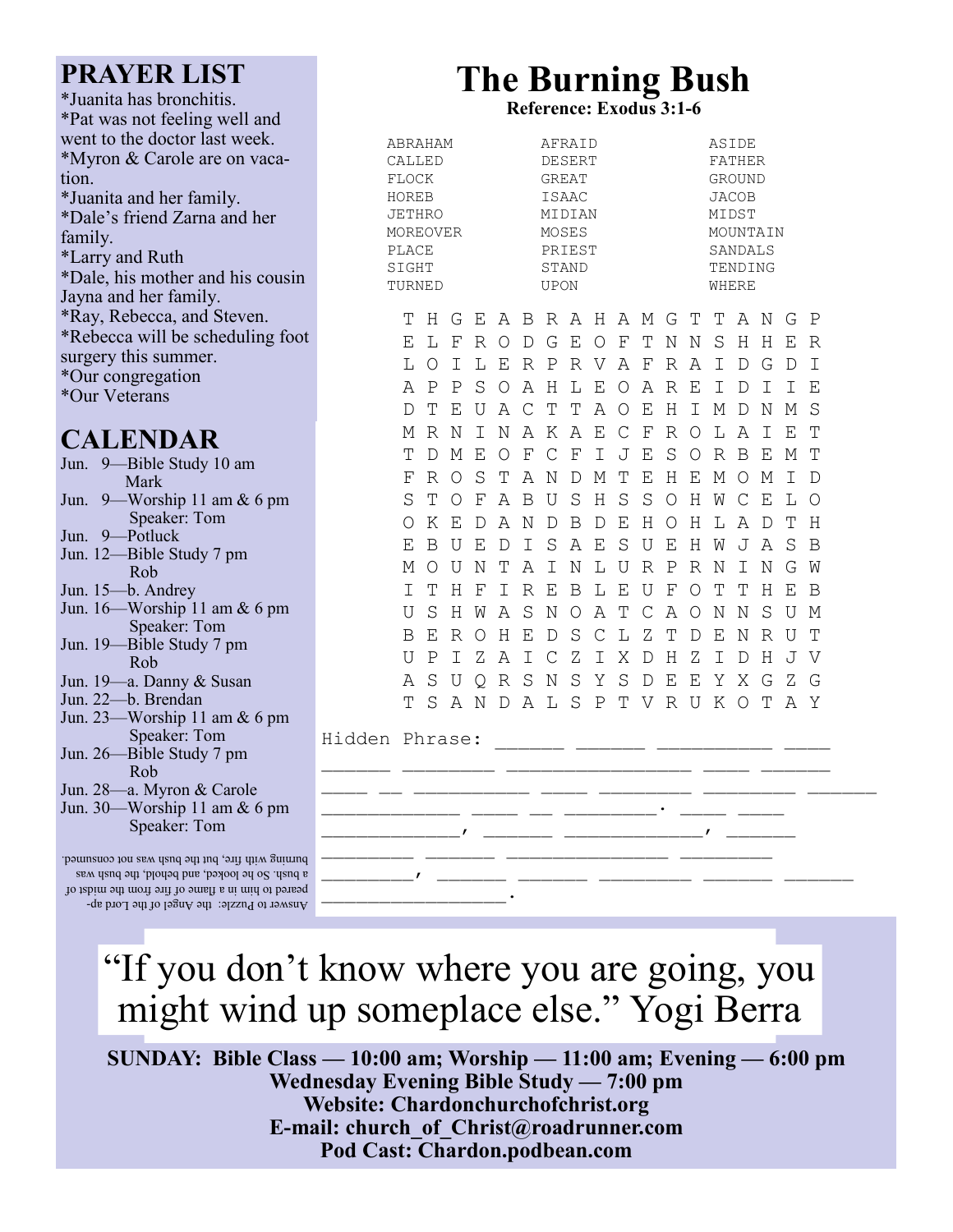## PRAYER LIST

*Juanita has bronchitis.
*Pat was not feeling well and went to the doctor last week.
*Myron & Carole are on vacation.
*Juanita and her family.
*Dale's friend Zarna and her family.
*Larry and Ruth
*Dale, his mother and his cousin Jayna and her family.
*Ray, Rebecca, and Steven.
*Rebecca will be scheduling foot surgery this summer.
*Our congregation
*Our Veterans

## CALENDAR

Jun. 9—Bible Study 10 am
Mark
Jun. 9—Worship 11 am & 6 pm
Speaker: Tom
Jun. 9—Potluck
Jun. 12—Bible Study 7 pm
Rob
Jun. 15—b. Andrey
Jun. 16—Worship 11 am & 6 pm
Speaker: Tom
Jun. 19—Bible Study 7 pm
Rob
Jun. 19—a. Danny & Susan
Jun. 22—b. Brendan
Jun. 23—Worship 11 am & 6 pm
Speaker: Tom
Jun. 26—Bible Study 7 pm
Rob
Jun. 28—a. Myron & Carole
Jun. 30—Worship 11 am & 6 pm
Speaker: Tom

Answer to Puzzle: the Angel of the Lord appeared to him in a flame of fire from the midst of a bush. So he looked, and behold, the bush was burning with fire, but the bush was not consumed.

# The Burning Bush

**Reference: Exodus 3:1-6**

| | | |
|---|---|---|
| ABRAHAM | AFRAID | ASIDE |
| CALLED | DESERT | FATHER |
| FLOCK | GREAT | GROUND |
| HOREB | ISAAC | JACOB |
| JETHRO | MIDIAN | MIDST |
| MOREOVER | MOSES | MOUNTAIN |
| PLACE | PRIEST | SANDALS |
| SIGHT | STAND | TENDING |
| TURNED | UPON | WHERE |

```
T H G E A B R A H A M G T T A N G P
E L F R O D G E O F T N N S H H E R
L O I L E R P R V A F R A I D G D I
A P P S O A H L E O A R E I D I I E
D T E U A C T T A O E H I M D N M S
M R N I N A K A E C F R O L A I E T
T D M E O F C F I J E S O R B E M T
F R O S T A N D M T E H E M O M I D
S T O F A B U S H S S O H W C E L O
O K E D A N D B D E H O H L A D T H
E B U E D I S A E S U E H W J A S B
M O U N T A I N L U R P R N I N G W
I T H F I R E B L E U F O T T H E B
U S H W A S N O A T C A O N N S U M
B E R O H E D S C L Z T D E N R U T
U P I Z A I C Z I X D H Z I D H J V
A S U Q R S N S Y S D E E Y X G Z G
T S A N D A L S P T V R U K O T A Y
```

Hidden Phrase: ___ ___ ___ ___ ___ ___ ___ ___ ___ ___ ___ ___ ___ ___ ___ ___ ___ ___ ___ ___ ___. ___ ___ ___, ___ ___, ___ ___ ___ ___ ___, ___ ___ ___ ___ ___ ___ ___.

> "If you don't know where you are going, you might wind up someplace else." Yogi Berra

**SUNDAY: Bible Class — 10:00 am; Worship — 11:00 am; Evening — 6:00 pm**
**Wednesday Evening Bible Study — 7:00 pm**
**Website: Chardonchurchofchrist.org**
**E-mail: church_of_Christ@roadrunner.com**
**Pod Cast: Chardon.podbean.com**